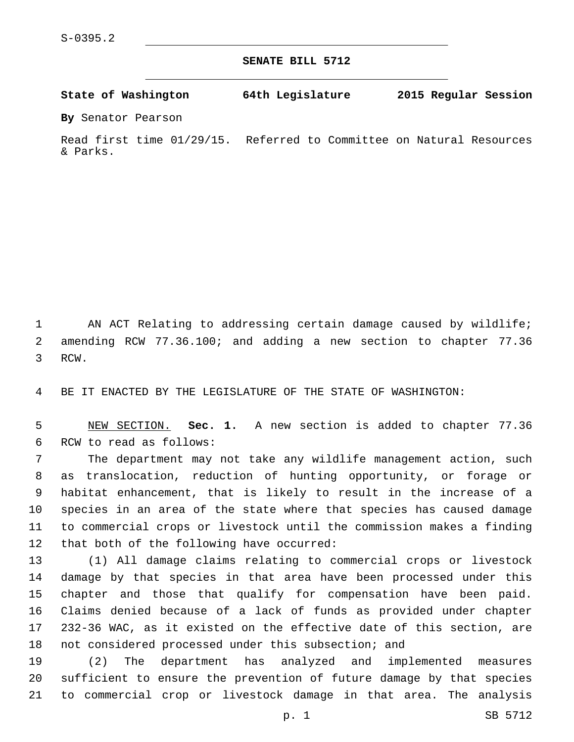S-0395.2

# SENATE BILL 5712

**State of Washington 64th Legislature 2015 Regular Session**

**By** Senator Pearson

Read first time 01/29/15. Referred to Committee on Natural Resources & Parks.

AN ACT Relating to addressing certain damage caused by wildlife; amending RCW 77.36.100; and adding a new section to chapter 77.36 RCW.

BE IT ENACTED BY THE LEGISLATURE OF THE STATE OF WASHINGTON:

NEW SECTION. **Sec. 1.** A new section is added to chapter 77.36 RCW to read as follows:

The department may not take any wildlife management action, such as translocation, reduction of hunting opportunity, or forage or habitat enhancement, that is likely to result in the increase of a species in an area of the state where that species has caused damage to commercial crops or livestock until the commission makes a finding that both of the following have occurred:

(1) All damage claims relating to commercial crops or livestock damage by that species in that area have been processed under this chapter and those that qualify for compensation have been paid. Claims denied because of a lack of funds as provided under chapter 232-36 WAC, as it existed on the effective date of this section, are not considered processed under this subsection; and

(2) The department has analyzed and implemented measures sufficient to ensure the prevention of future damage by that species to commercial crop or livestock damage in that area. The analysis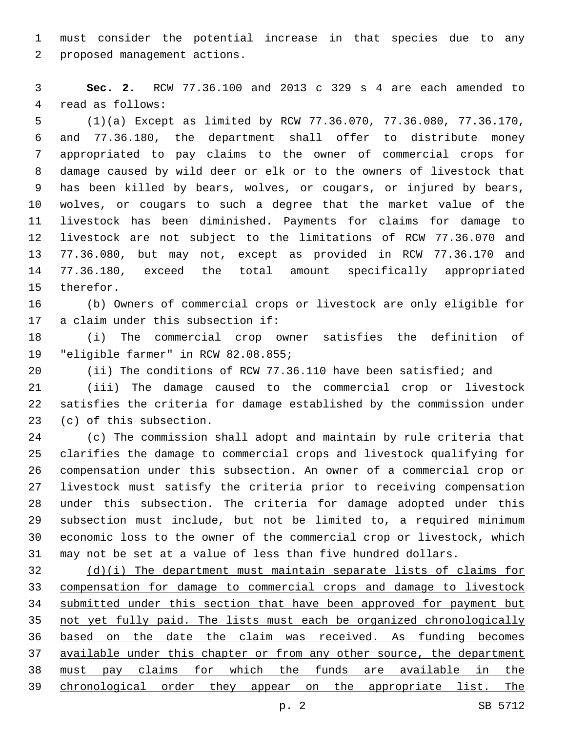must consider the potential increase in that species due to any proposed management actions.

**Sec. 2.** RCW 77.36.100 and 2013 c 329 s 4 are each amended to read as follows:

(1)(a) Except as limited by RCW 77.36.070, 77.36.080, 77.36.170, and 77.36.180, the department shall offer to distribute money appropriated to pay claims to the owner of commercial crops for damage caused by wild deer or elk or to the owners of livestock that has been killed by bears, wolves, or cougars, or injured by bears, wolves, or cougars to such a degree that the market value of the livestock has been diminished. Payments for claims for damage to livestock are not subject to the limitations of RCW 77.36.070 and 77.36.080, but may not, except as provided in RCW 77.36.170 and 77.36.180, exceed the total amount specifically appropriated therefor.

(b) Owners of commercial crops or livestock are only eligible for a claim under this subsection if:

(i) The commercial crop owner satisfies the definition of "eligible farmer" in RCW 82.08.855;

(ii) The conditions of RCW 77.36.110 have been satisfied; and

(iii) The damage caused to the commercial crop or livestock satisfies the criteria for damage established by the commission under (c) of this subsection.

(c) The commission shall adopt and maintain by rule criteria that clarifies the damage to commercial crops and livestock qualifying for compensation under this subsection. An owner of a commercial crop or livestock must satisfy the criteria prior to receiving compensation under this subsection. The criteria for damage adopted under this subsection must include, but not be limited to, a required minimum economic loss to the owner of the commercial crop or livestock, which may not be set at a value of less than five hundred dollars.

<u>(d)(i) The department must maintain separate lists of claims for compensation for damage to commercial crops and damage to livestock submitted under this section that have been approved for payment but not yet fully paid. The lists must each be organized chronologically based on the date the claim was received. As funding becomes available under this chapter or from any other source, the department must pay claims for which the funds are available in the chronological order they appear on the appropriate list. The</u>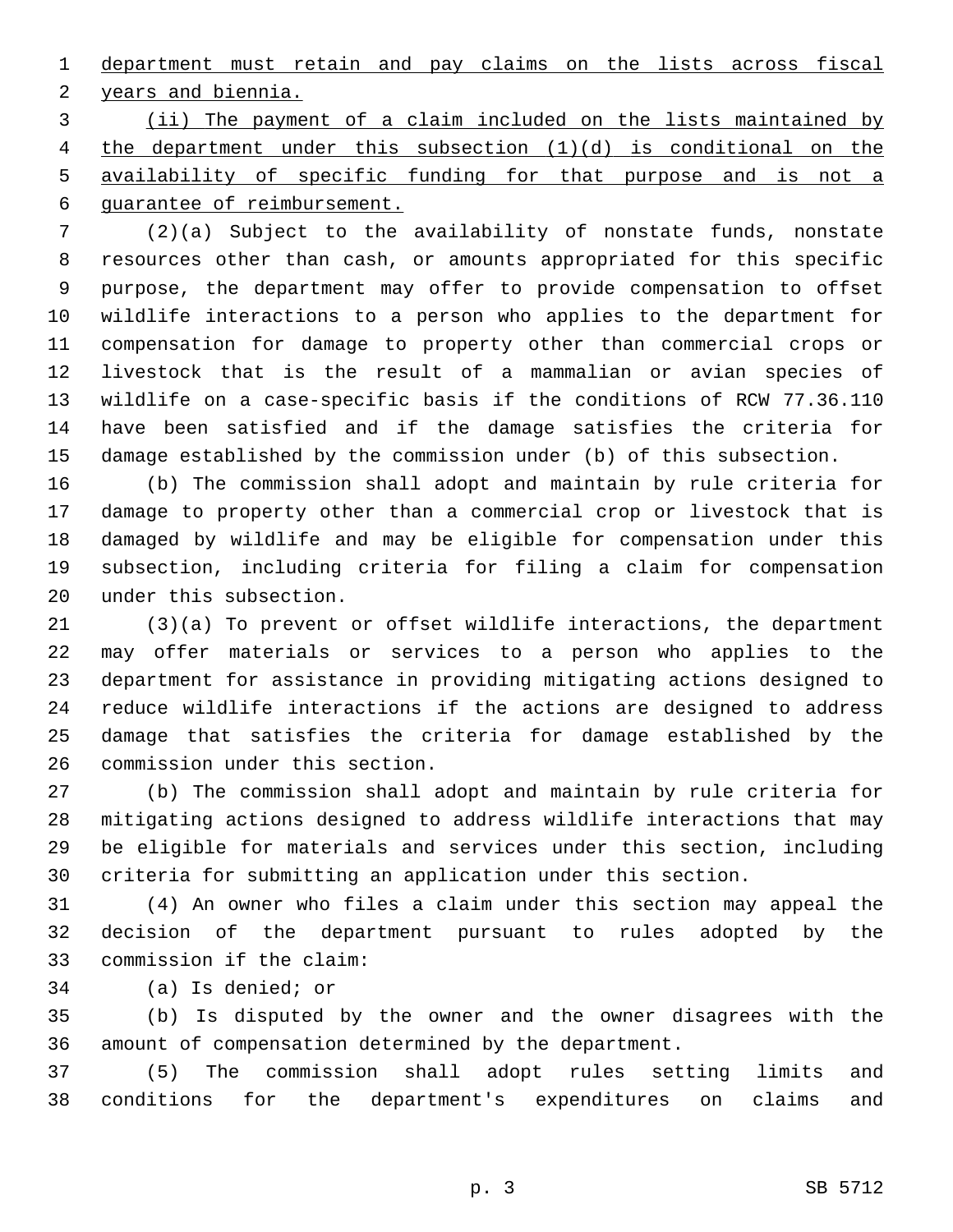department must retain and pay claims on the lists across fiscal years and biennia.

(ii) The payment of a claim included on the lists maintained by the department under this subsection (1)(d) is conditional on the availability of specific funding for that purpose and is not a guarantee of reimbursement.

(2)(a) Subject to the availability of nonstate funds, nonstate resources other than cash, or amounts appropriated for this specific purpose, the department may offer to provide compensation to offset wildlife interactions to a person who applies to the department for compensation for damage to property other than commercial crops or livestock that is the result of a mammalian or avian species of wildlife on a case-specific basis if the conditions of RCW 77.36.110 have been satisfied and if the damage satisfies the criteria for damage established by the commission under (b) of this subsection.

(b) The commission shall adopt and maintain by rule criteria for damage to property other than a commercial crop or livestock that is damaged by wildlife and may be eligible for compensation under this subsection, including criteria for filing a claim for compensation under this subsection.

(3)(a) To prevent or offset wildlife interactions, the department may offer materials or services to a person who applies to the department for assistance in providing mitigating actions designed to reduce wildlife interactions if the actions are designed to address damage that satisfies the criteria for damage established by the commission under this section.

(b) The commission shall adopt and maintain by rule criteria for mitigating actions designed to address wildlife interactions that may be eligible for materials and services under this section, including criteria for submitting an application under this section.

(4) An owner who files a claim under this section may appeal the decision of the department pursuant to rules adopted by the commission if the claim:

(a) Is denied; or

(b) Is disputed by the owner and the owner disagrees with the amount of compensation determined by the department.

(5) The commission shall adopt rules setting limits and conditions for the department's expenditures on claims and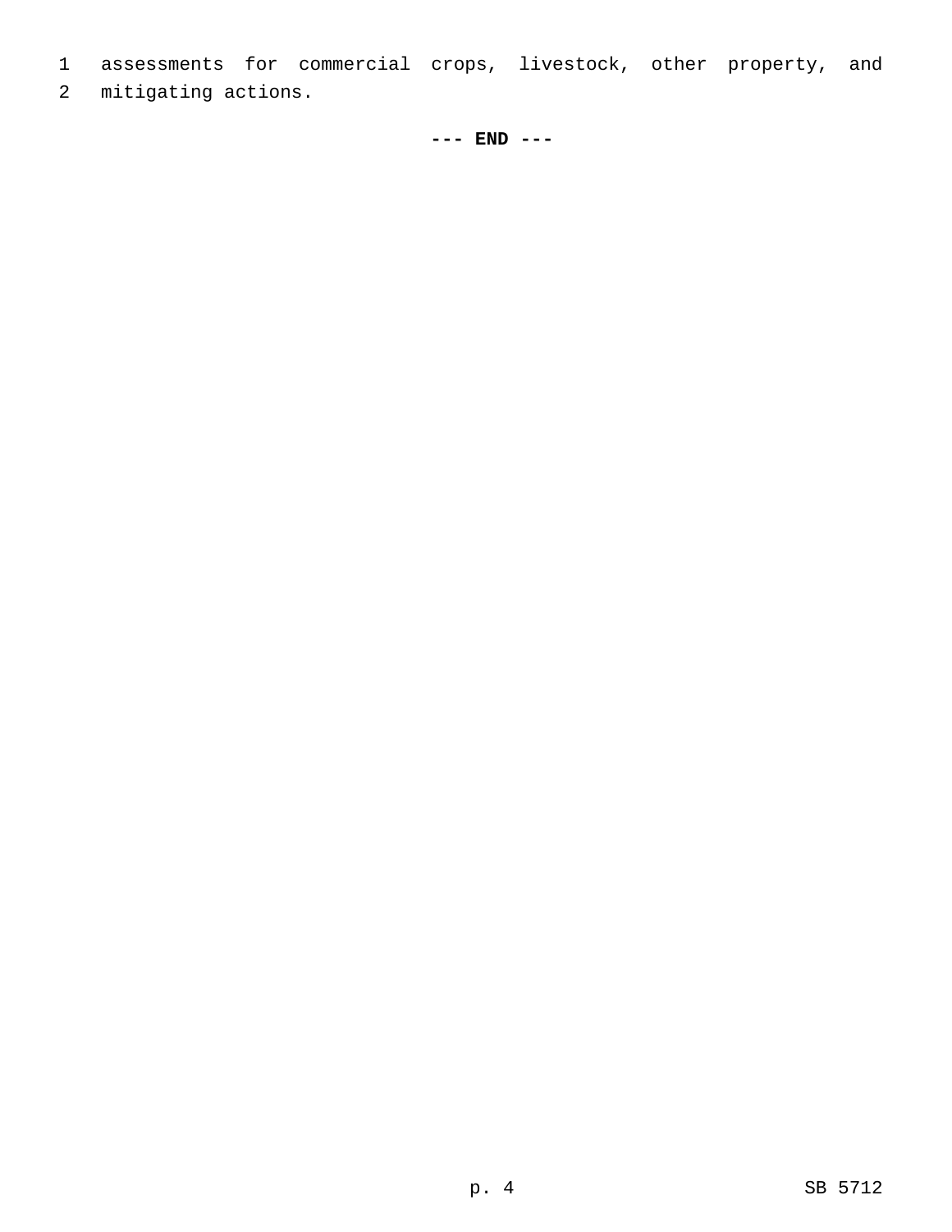assessments for commercial crops, livestock, other property, and mitigating actions.

**--- END ---**